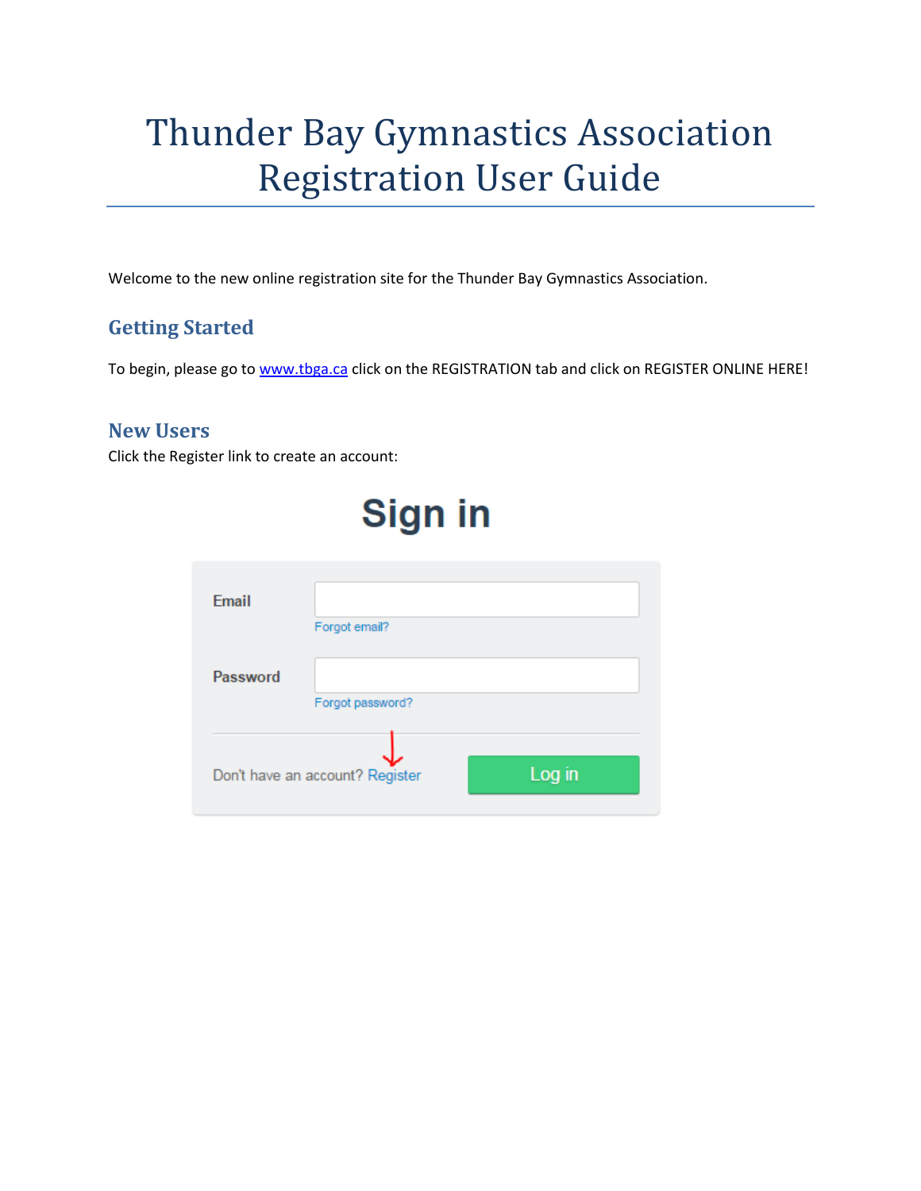# Thunder Bay Gymnastics Association Registration User Guide

Welcome to the new online registration site for the Thunder Bay Gymnastics Association.

## Getting Started

To begin, please go to [www.tbga.ca](http://www.tbga.ca) click on the REGISTRATION tab and click on REGISTER ONLINE HERE!

## New Users

Click the Register link to create an account:

Sign in

Email

Forgot email?

Password

Forgot password?

Don't have an account? Register

Log in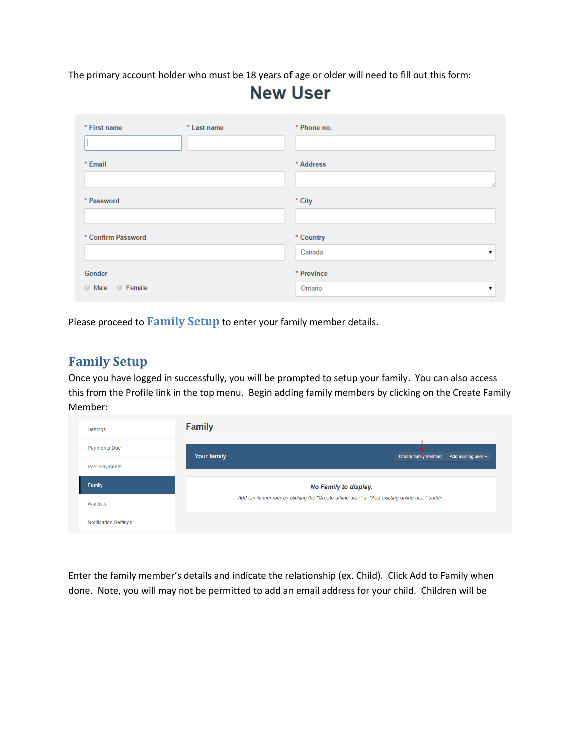The primary account holder who must be 18 years of age or older will need to fill out this form:

New User

| * First name | * Last name | * Phone no. |
|---|---|---|
| * Email | | * Address |
| * Password | | * City |
| * Confirm Password | | * Country: Canada |
| Gender: Male / Female | | * Province: Ontario |

Please proceed to **Family Setup** to enter your family member details.

## Family Setup

Once you have logged in successfully, you will be prompted to setup your family. You can also access this from the Profile link in the top menu. Begin adding family members by clicking on the Create Family Member:

Settings
Payments Due
Past Payments
Family
Waitlists
Notification Settings

Family

Your family — Create family member | Add existing user

*No Family to display.*

*Add family member by clicking the "Create offline user" or "Add existing online user" button.*

Enter the family member's details and indicate the relationship (ex. Child). Click Add to Family when done. Note, you will may not be permitted to add an email address for your child. Children will be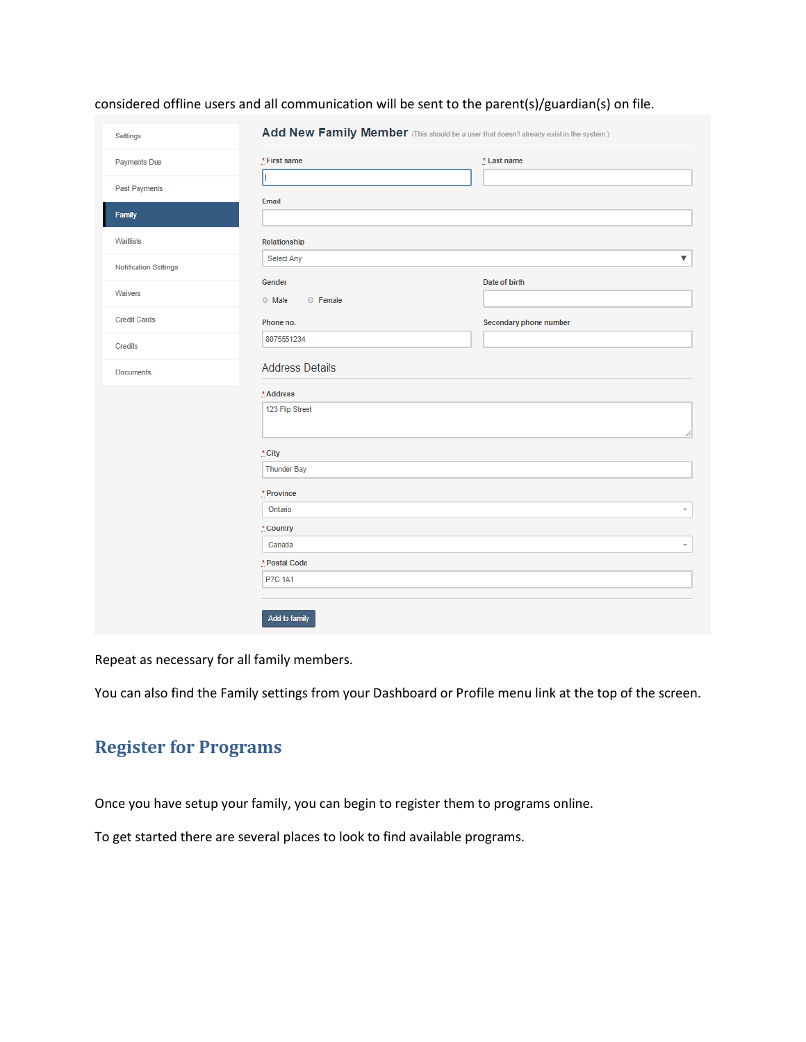considered offline users and all communication will be sent to the parent(s)/guardian(s) on file.

Repeat as necessary for all family members.

You can also find the Family settings from your Dashboard or Profile menu link at the top of the screen.

## Register for Programs

Once you have setup your family, you can begin to register them to programs online.

To get started there are several places to look to find available programs.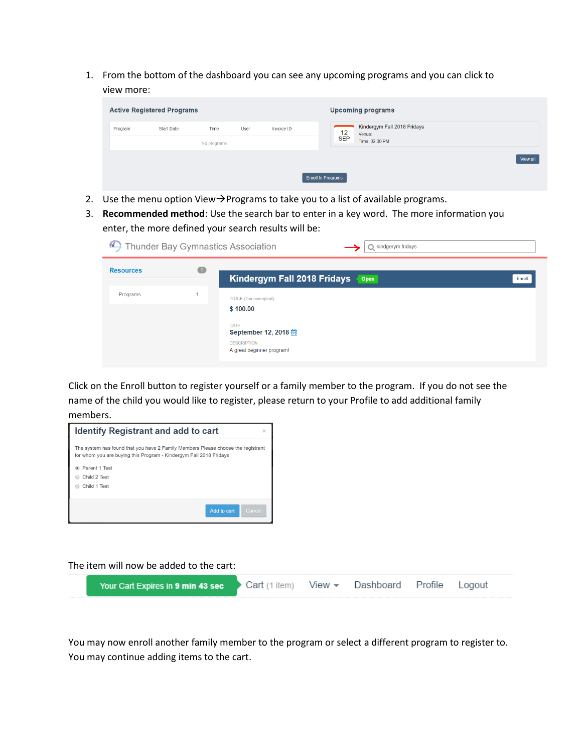1. From the bottom of the dashboard you can see any upcoming programs and you can click to view more:

Active Registered Programs

| Program | Start Date | Time | User | Invoice ID |
|---|---|---|---|---|
| No programs | | | | |

Upcoming programs

12 SEP — Kindergym Fall 2018 Fridays
Venue:
Time: 02:00 PM

View all

Enroll In Programs

2. Use the menu option View→Programs to take you to a list of available programs.
3. **Recommended method**: Use the search bar to enter in a key word. The more information you enter, the more defined your search results will be:

Thunder Bay Gymnastics Association → kindgerym fridays

Resources 1

Programs 1

**Kindergym Fall 2018 Fridays** Open — Enroll

PRICE (Tax exempted)
$ 100.00

DATE
September 12, 2018

DESCRIPTION
A great beginner program!

Click on the Enroll button to register yourself or a family member to the program. If you do not see the name of the child you would like to register, please return to your Profile to add additional family members.

**Identify Registrant and add to cart**

The system has found that you have 2 Family Members Please choose the registrant for whom you are buying this Program - Kindergym Fall 2018 Fridays

- Parent 1 Test
- Child 2 Test
- Child 1 Test

Add to cart | Cancel

The item will now be added to the cart:

Your Cart Expires in **9 min 43 sec** | Cart (1 item) | View | Dashboard | Profile | Logout

You may now enroll another family member to the program or select a different program to register to. You may continue adding items to the cart.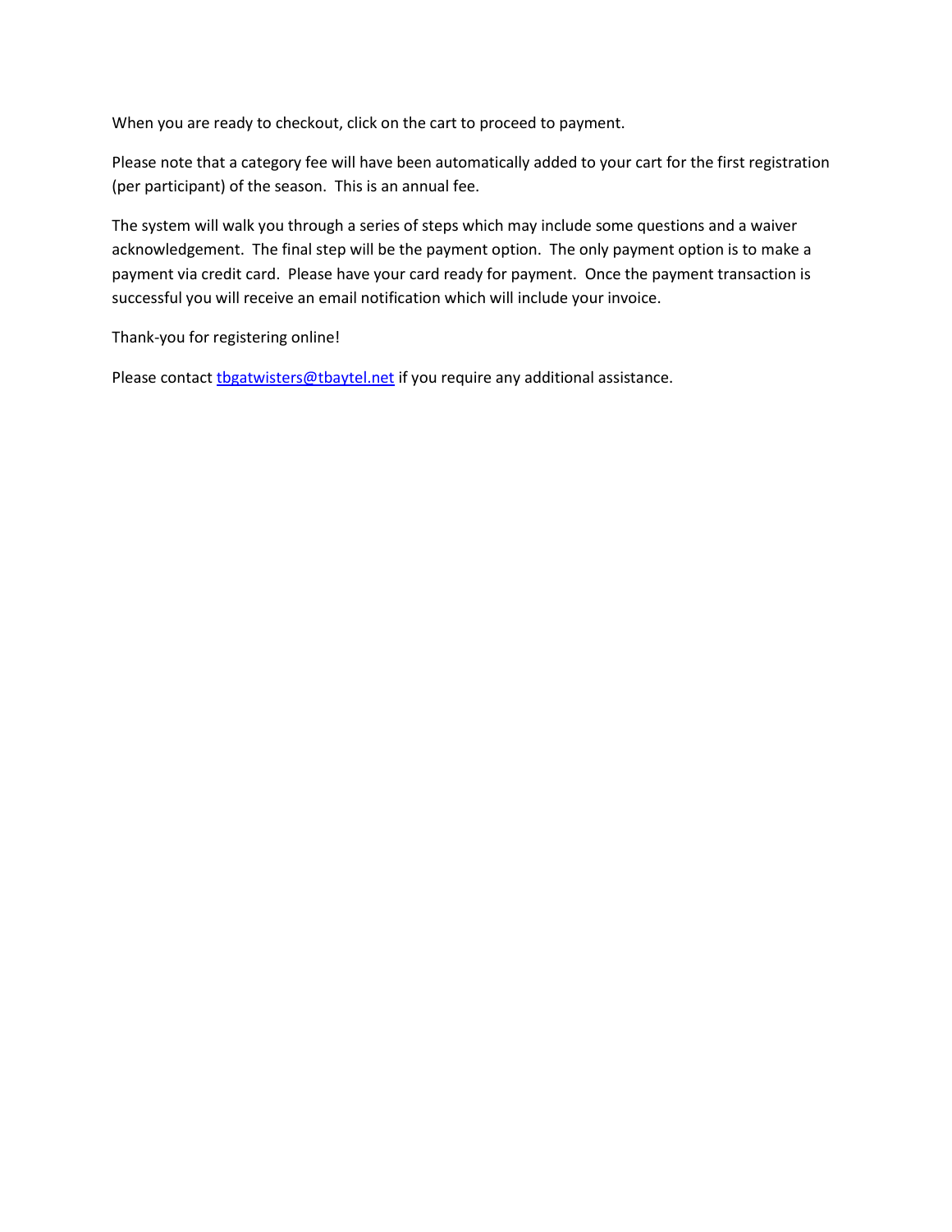When you are ready to checkout, click on the cart to proceed to payment.

Please note that a category fee will have been automatically added to your cart for the first registration (per participant) of the season. This is an annual fee.

The system will walk you through a series of steps which may include some questions and a waiver acknowledgement. The final step will be the payment option. The only payment option is to make a payment via credit card. Please have your card ready for payment. Once the payment transaction is successful you will receive an email notification which will include your invoice.

Thank-you for registering online!

Please contact [tbgatwisters@tbaytel.net](mailto:tbgatwisters@tbaytel.net) if you require any additional assistance.